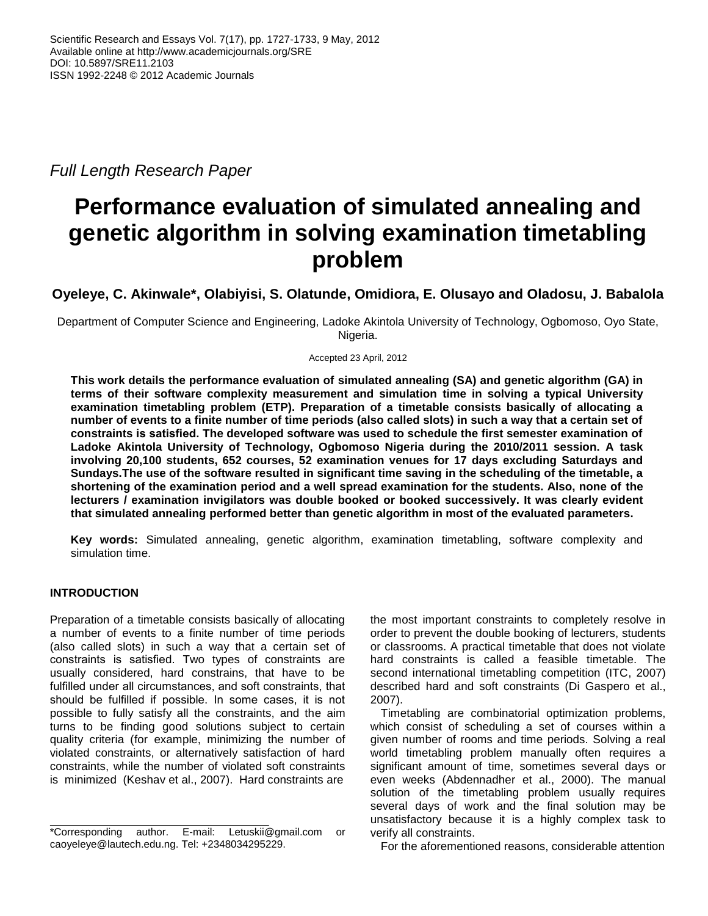*Full Length Research Paper*

# Performance evaluation of simulated annealing and genetic algorithm in solving examination timetabling problem

**Oyeleye, C. Akinwale\*, Olabiyisi, S. Olatunde, Omidiora, E. Olusayo and Oladosu, J. Babalola**

Department of Computer Science and Engineering, Ladoke Akintola University of Technology, Ogbomoso, Oyo State, Nigeria.

Accepted 23 April, 2012

**This work details the performance evaluation of simulated annealing (SA) and genetic algorithm (GA) in terms of their software complexity measurement and simulation time in solving a typical University examination timetabling problem (ETP). Preparation of a timetable consists basically of allocating a number of events to a finite number of time periods (also called slots) in such a way that a certain set of constraints is satisfied. The developed software was used to schedule the first semester examination of Ladoke Akintola University of Technology, Ogbomoso Nigeria during the 2010/2011 session. A task involving 20,100 students, 652 courses, 52 examination venues for 17 days excluding Saturdays and Sundays.The use of the software resulted in significant time saving in the scheduling of the timetable, a shortening of the examination period and a well spread examination for the students. Also, none of the lecturers / examination invigilators was double booked or booked successively. It was clearly evident that simulated annealing performed better than genetic algorithm in most of the evaluated parameters.**

**Key words:** Simulated annealing, genetic algorithm, examination timetabling, software complexity and simulation time.

## INTRODUCTION

Preparation of a timetable consists basically of allocating a number of events to a finite number of time periods (also called slots) in such a way that a certain set of constraints is satisfied. Two types of constraints are usually considered, hard constrains, that have to be fulfilled under all circumstances, and soft constraints, that should be fulfilled if possible. In some cases, it is not possible to fully satisfy all the constraints, and the aim turns to be finding good solutions subject to certain quality criteria (for example, minimizing the number of violated constraints, or alternatively satisfaction of hard constraints, while the number of violated soft constraints is minimized (Keshav et al., 2007). Hard constraints are the most important constraints to completely resolve in order to prevent the double booking of lecturers, students or classrooms. A practical timetable that does not violate hard constraints is called a feasible timetable. The second international timetabling competition (ITC, 2007) described hard and soft constraints (Di Gaspero et al., 2007).

Timetabling are combinatorial optimization problems, which consist of scheduling a set of courses within a given number of rooms and time periods. Solving a real world timetabling problem manually often requires a significant amount of time, sometimes several days or even weeks (Abdennadher et al., 2000). The manual solution of the timetabling problem usually requires several days of work and the final solution may be unsatisfactory because it is a highly complex task to verify all constraints.

For the aforementioned reasons, considerable attention

\*Corresponding author. E-mail: Letuskii@gmail.com or caoyeleye@lautech.edu.ng. Tel: +2348034295229.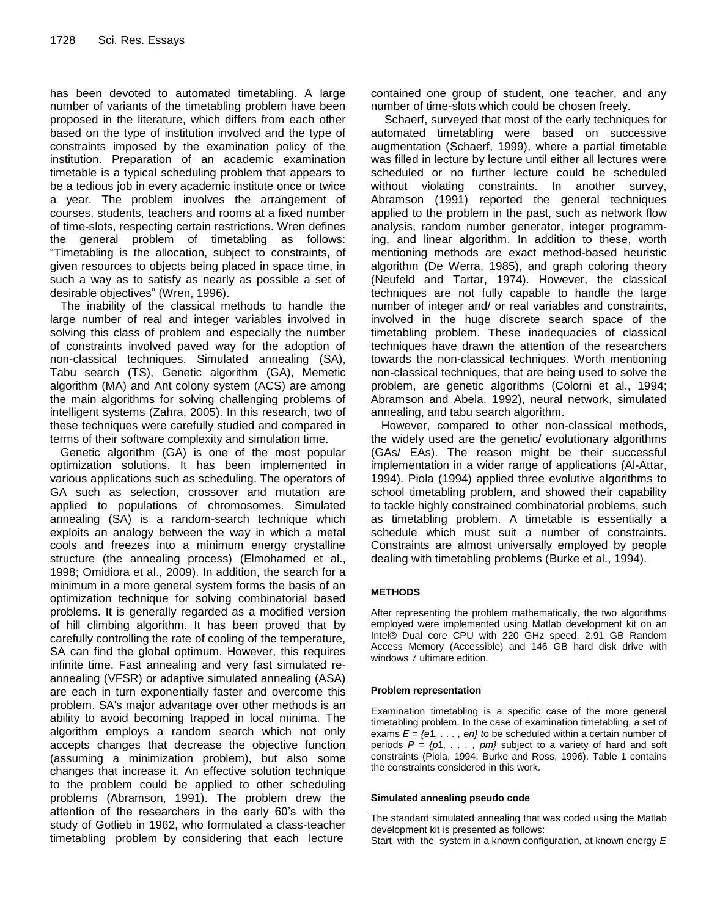has been devoted to automated timetabling. A large number of variants of the timetabling problem have been proposed in the literature, which differs from each other based on the type of institution involved and the type of constraints imposed by the examination policy of the institution. Preparation of an academic examination timetable is a typical scheduling problem that appears to be a tedious job in every academic institute once or twice a year. The problem involves the arrangement of courses, students, teachers and rooms at a fixed number of time-slots, respecting certain restrictions. Wren defines the general problem of timetabling as follows: "Timetabling is the allocation, subject to constraints, of given resources to objects being placed in space time, in such a way as to satisfy as nearly as possible a set of desirable objectives" (Wren, 1996).

The inability of the classical methods to handle the large number of real and integer variables involved in solving this class of problem and especially the number of constraints involved paved way for the adoption of non-classical techniques. Simulated annealing (SA), Tabu search (TS), Genetic algorithm (GA), Memetic algorithm (MA) and Ant colony system (ACS) are among the main algorithms for solving challenging problems of intelligent systems (Zahra, 2005). In this research, two of these techniques were carefully studied and compared in terms of their software complexity and simulation time.

Genetic algorithm (GA) is one of the most popular optimization solutions. It has been implemented in various applications such as scheduling. The operators of GA such as selection, crossover and mutation are applied to populations of chromosomes. Simulated annealing (SA) is a random-search technique which exploits an analogy between the way in which a metal cools and freezes into a minimum energy crystalline structure (the annealing process) (Elmohamed et al., 1998; Omidiora et al., 2009). In addition, the search for a minimum in a more general system forms the basis of an optimization technique for solving combinatorial based problems. It is generally regarded as a modified version of hill climbing algorithm. It has been proved that by carefully controlling the rate of cooling of the temperature, SA can find the global optimum. However, this requires infinite time. Fast annealing and very fast simulated re-annealing (VFSR) or adaptive simulated annealing (ASA) are each in turn exponentially faster and overcome this problem. SA's major advantage over other methods is an ability to avoid becoming trapped in local minima. The algorithm employs a random search which not only accepts changes that decrease the objective function (assuming a minimization problem), but also some changes that increase it. An effective solution technique to the problem could be applied to other scheduling problems (Abramson, 1991). The problem drew the attention of the researchers in the early 60's with the study of Gotlieb in 1962, who formulated a class-teacher timetabling problem by considering that each lecture contained one group of student, one teacher, and any number of time-slots which could be chosen freely.

Schaerf, surveyed that most of the early techniques for automated timetabling were based on successive augmentation (Schaerf, 1999), where a partial timetable was filled in lecture by lecture until either all lectures were scheduled or no further lecture could be scheduled without violating constraints. In another survey, Abramson (1991) reported the general techniques applied to the problem in the past, such as network flow analysis, random number generator, integer programming, and linear algorithm. In addition to these, worth mentioning methods are exact method-based heuristic algorithm (De Werra, 1985), and graph coloring theory (Neufeld and Tartar, 1974). However, the classical techniques are not fully capable to handle the large number of integer and/ or real variables and constraints, involved in the huge discrete search space of the timetabling problem. These inadequacies of classical techniques have drawn the attention of the researchers towards the non-classical techniques. Worth mentioning non-classical techniques, that are being used to solve the problem, are genetic algorithms (Colorni et al., 1994; Abramson and Abela, 1992), neural network, simulated annealing, and tabu search algorithm.

However, compared to other non-classical methods, the widely used are the genetic/ evolutionary algorithms (GAs/ EAs). The reason might be their successful implementation in a wider range of applications (Al-Attar, 1994). Piola (1994) applied three evolutive algorithms to school timetabling problem, and showed their capability to tackle highly constrained combinatorial problems, such as timetabling problem. A timetable is essentially a schedule which must suit a number of constraints. Constraints are almost universally employed by people dealing with timetabling problems (Burke et al., 1994).

## METHODS

After representing the problem mathematically, the two algorithms employed were implemented using Matlab development kit on an Intel® Dual core CPU with 220 GHz speed, 2.91 GB Random Access Memory (Accessible) and 146 GB hard disk drive with windows 7 ultimate edition.

### Problem representation

Examination timetabling is a specific case of the more general timetabling problem. In the case of examination timetabling, a set of exams $E = \{e1, \ldots, en\}$ to be scheduled within a certain number of periods $P = \{p1, \ldots, pm\}$ subject to a variety of hard and soft constraints (Piola, 1994; Burke and Ross, 1996). Table 1 contains the constraints considered in this work.

### Simulated annealing pseudo code

The standard simulated annealing that was coded using the Matlab development kit is presented as follows:

Start with the system in a known configuration, at known energy *E*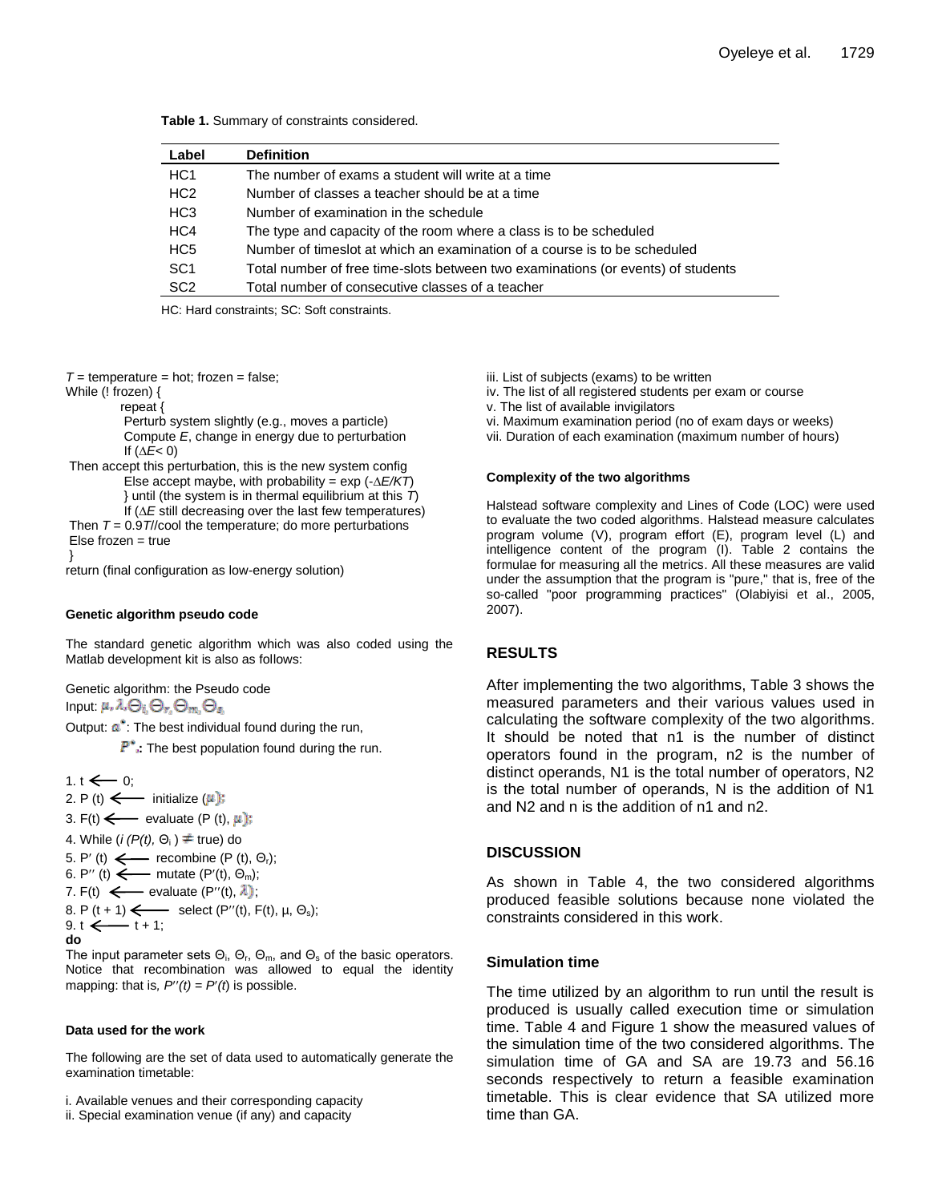**Table 1.** Summary of constraints considered.

| Label | Definition |
|---|---|
| HC1 | The number of exams a student will write at a time |
| HC2 | Number of classes a teacher should be at a time |
| HC3 | Number of examination in the schedule |
| HC4 | The type and capacity of the room where a class is to be scheduled |
| HC5 | Number of timeslot at which an examination of a course is to be scheduled |
| SC1 | Total number of free time-slots between two examinations (or events) of students |
| SC2 | Total number of consecutive classes of a teacher |

HC: Hard constraints; SC: Soft constraints.

```
T = temperature = hot; frozen = false;
While (! frozen) {
        repeat {
         Perturb system slightly (e.g., moves a particle)
         Compute E, change in energy due to perturbation
         If (∆E< 0)
 Then accept this perturbation, this is the new system config
         Else accept maybe, with probability = exp (-∆E/KT)
         } until (the system is in thermal equilibrium at this T)
         If (∆E still decreasing over the last few temperatures)
 Then T = 0.9T//cool the temperature; do more perturbations
 Else frozen = true
 }
return (final configuration as low-energy solution)
```

#### Genetic algorithm pseudo code

The standard genetic algorithm which was also coded using the Matlab development kit is also as follows:

Genetic algorithm: the Pseudo code

Input: $\mu, \lambda, \Theta_i, \Theta_r, \Theta_m, \Theta_s$

Output: $a^*$: The best individual found during the run,

$P^*$: The best population found during the run.

1. $t \longleftarrow 0$;
2. $P(t) \longleftarrow$ initialize ($\mu$);
3. $F(t) \longleftarrow$ evaluate ($P(t), \mu$);
4. While ($i(P(t), \Theta_i) \neq$ true) do
5. $P'(t) \longleftarrow$ recombine ($P(t), \Theta_r$);
6. $P''(t) \longleftarrow$ mutate ($P'(t), \Theta_m$);
7. $F(t) \longleftarrow$ evaluate ($P''(t), \lambda$);
8. $P(t+1) \longleftarrow$ select ($P''(t), F(t), \mu, \Theta_s$);
9. $t \longleftarrow t + 1$;

**do**

The input parameter sets $\Theta_i$, $\Theta_r$, $\Theta_m$, and $\Theta_s$ of the basic operators. Notice that recombination was allowed to equal the identity mapping: that is, $P''(t) = P'(t)$ is possible.

#### Data used for the work

The following are the set of data used to automatically generate the examination timetable:

i. Available venues and their corresponding capacity
ii. Special examination venue (if any) and capacity
iii. List of subjects (exams) to be written
iv. The list of all registered students per exam or course
v. The list of available invigilators
vi. Maximum examination period (no of exam days or weeks)
vii. Duration of each examination (maximum number of hours)

#### Complexity of the two algorithms

Halstead software complexity and Lines of Code (LOC) were used to evaluate the two coded algorithms. Halstead measure calculates program volume (V), program effort (E), program level (L) and intelligence content of the program (I). Table 2 contains the formulae for measuring all the metrics. All these measures are valid under the assumption that the program is "pure," that is, free of the so-called "poor programming practices" (Olabiyisi et al., 2005, 2007).

## RESULTS

After implementing the two algorithms, Table 3 shows the measured parameters and their various values used in calculating the software complexity of the two algorithms. It should be noted that n1 is the number of distinct operators found in the program, n2 is the number of distinct operands, N1 is the total number of operators, N2 is the total number of operands, N is the addition of N1 and N2 and n is the addition of n1 and n2.

## DISCUSSION

As shown in Table 4, the two considered algorithms produced feasible solutions because none violated the constraints considered in this work.

### Simulation time

The time utilized by an algorithm to run until the result is produced is usually called execution time or simulation time. Table 4 and Figure 1 show the measured values of the simulation time of the two considered algorithms. The simulation time of GA and SA are 19.73 and 56.16 seconds respectively to return a feasible examination timetable. This is clear evidence that SA utilized more time than GA.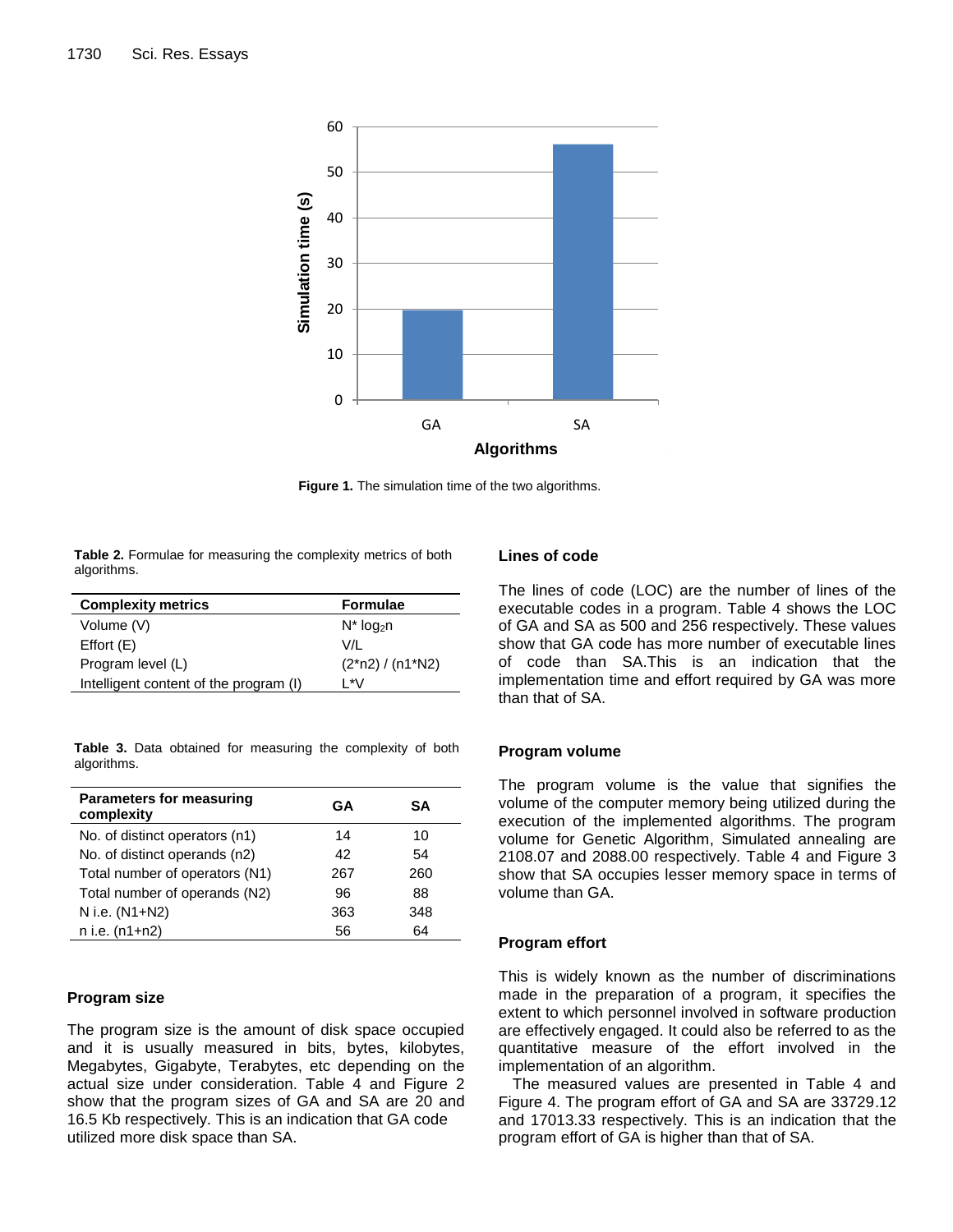Figure 1. The simulation time of the two algorithms.

Table 2. Formulae for measuring the complexity metrics of both algorithms.

| Complexity metrics | Formulae |
|---|---|
| Volume (V) | $N^* \log_2 n$ |
| Effort (E) | V/L |
| Program level (L) | (2*n2) / (n1*N2) |
| Intelligent content of the program (I) | L*V |

Table 3. Data obtained for measuring the complexity of both algorithms.

| Parameters for measuring complexity | GA | SA |
|---|---|---|
| No. of distinct operators (n1) | 14 | 10 |
| No. of distinct operands (n2) | 42 | 54 |
| Total number of operators (N1) | 267 | 260 |
| Total number of operands (N2) | 96 | 88 |
| N i.e. (N1+N2) | 363 | 348 |
| n i.e. (n1+n2) | 56 | 64 |

### Program size

The program size is the amount of disk space occupied and it is usually measured in bits, bytes, kilobytes, Megabytes, Gigabyte, Terabytes, etc depending on the actual size under consideration. Table 4 and Figure 2 show that the program sizes of GA and SA are 20 and 16.5 Kb respectively. This is an indication that GA code utilized more disk space than SA.

### Lines of code

The lines of code (LOC) are the number of lines of the executable codes in a program. Table 4 shows the LOC of GA and SA as 500 and 256 respectively. These values show that GA code has more number of executable lines of code than SA.This is an indication that the implementation time and effort required by GA was more than that of SA.

### Program volume

The program volume is the value that signifies the volume of the computer memory being utilized during the execution of the implemented algorithms. The program volume for Genetic Algorithm, Simulated annealing are 2108.07 and 2088.00 respectively. Table 4 and Figure 3 show that SA occupies lesser memory space in terms of volume than GA.

### Program effort

This is widely known as the number of discriminations made in the preparation of a program, it specifies the extent to which personnel involved in software production are effectively engaged. It could also be referred to as the quantitative measure of the effort involved in the implementation of an algorithm.

The measured values are presented in Table 4 and Figure 4. The program effort of GA and SA are 33729.12 and 17013.33 respectively. This is an indication that the program effort of GA is higher than that of SA.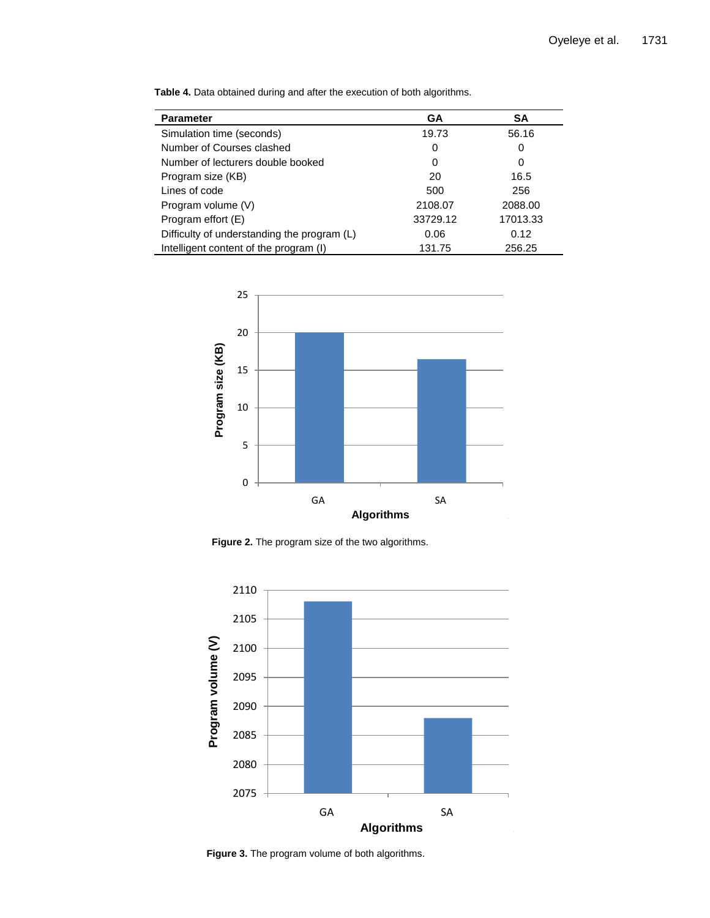**Table 4.** Data obtained during and after the execution of both algorithms.

| Parameter | GA | SA |
|---|---|---|
| Simulation time (seconds) | 19.73 | 56.16 |
| Number of Courses clashed | 0 | 0 |
| Number of lecturers double booked | 0 | 0 |
| Program size (KB) | 20 | 16.5 |
| Lines of code | 500 | 256 |
| Program volume (V) | 2108.07 | 2088.00 |
| Program effort (E) | 33729.12 | 17013.33 |
| Difficulty of understanding the program (L) | 0.06 | 0.12 |
| Intelligent content of the program (I) | 131.75 | 256.25 |

**Figure 2.** The program size of the two algorithms.

**Figure 3.** The program volume of both algorithms.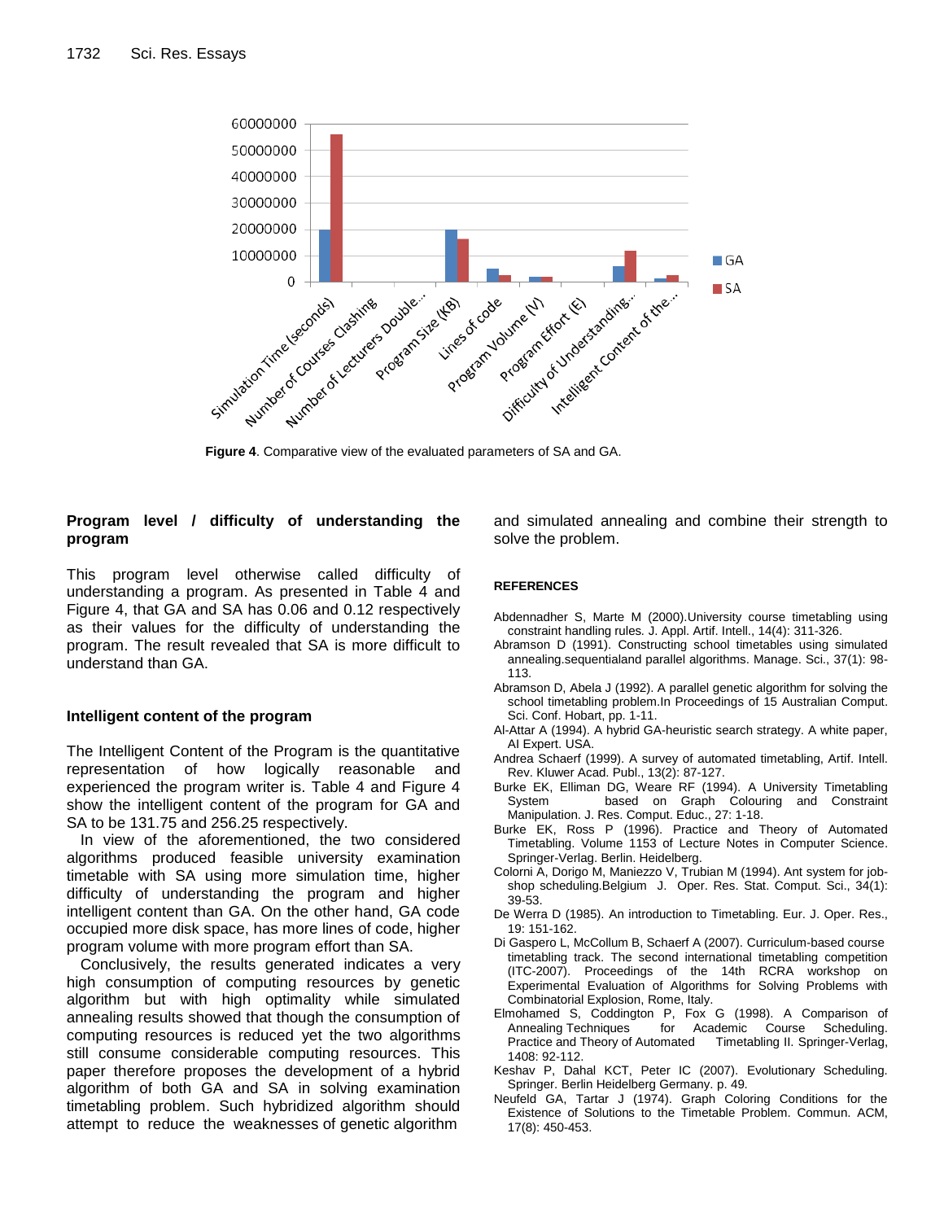**Figure 4**. Comparative view of the evaluated parameters of SA and GA.

### Program level / difficulty of understanding the program

This program level otherwise called difficulty of understanding a program. As presented in Table 4 and Figure 4, that GA and SA has 0.06 and 0.12 respectively as their values for the difficulty of understanding the program. The result revealed that SA is more difficult to understand than GA.

### Intelligent content of the program

The Intelligent Content of the Program is the quantitative representation of how logically reasonable and experienced the program writer is. Table 4 and Figure 4 show the intelligent content of the program for GA and SA to be 131.75 and 256.25 respectively.

In view of the aforementioned, the two considered algorithms produced feasible university examination timetable with SA using more simulation time, higher difficulty of understanding the program and higher intelligent content than GA. On the other hand, GA code occupied more disk space, has more lines of code, higher program volume with more program effort than SA.

Conclusively, the results generated indicates a very high consumption of computing resources by genetic algorithm but with high optimality while simulated annealing results showed that though the consumption of computing resources is reduced yet the two algorithms still consume considerable computing resources. This paper therefore proposes the development of a hybrid algorithm of both GA and SA in solving examination timetabling problem. Such hybridized algorithm should attempt to reduce the weaknesses of genetic algorithm and simulated annealing and combine their strength to solve the problem.

## REFERENCES

Abdennadher S, Marte M (2000).University course timetabling using constraint handling rules. J. Appl. Artif. Intell., 14(4): 311-326.

Abramson D (1991). Constructing school timetables using simulated annealing.sequentialand parallel algorithms. Manage. Sci., 37(1): 98-113.

Abramson D, Abela J (1992). A parallel genetic algorithm for solving the school timetabling problem.In Proceedings of 15 Australian Comput. Sci. Conf. Hobart, pp. 1-11.

Al-Attar A (1994). A hybrid GA-heuristic search strategy. A white paper, AI Expert. USA.

Andrea Schaerf (1999). A survey of automated timetabling, Artif. Intell. Rev. Kluwer Acad. Publ., 13(2): 87-127.

Burke EK, Elliman DG, Weare RF (1994). A University Timetabling System based on Graph Colouring and Constraint Manipulation. J. Res. Comput. Educ., 27: 1-18.

Burke EK, Ross P (1996). Practice and Theory of Automated Timetabling. Volume 1153 of Lecture Notes in Computer Science. Springer-Verlag. Berlin. Heidelberg.

Colorni A, Dorigo M, Maniezzo V, Trubian M (1994). Ant system for job-shop scheduling.Belgium J. Oper. Res. Stat. Comput. Sci., 34(1): 39-53.

De Werra D (1985). An introduction to Timetabling. Eur. J. Oper. Res., 19: 151-162.

Di Gaspero L, McCollum B, Schaerf A (2007). Curriculum-based course timetabling track. The second international timetabling competition (ITC-2007). Proceedings of the 14th RCRA workshop on Experimental Evaluation of Algorithms for Solving Problems with Combinatorial Explosion, Rome, Italy.

Elmohamed S, Coddington P, Fox G (1998). A Comparison of Annealing Techniques for Academic Course Scheduling. Practice and Theory of Automated Timetabling II. Springer-Verlag, 1408: 92-112.

Keshav P, Dahal KCT, Peter IC (2007). Evolutionary Scheduling. Springer. Berlin Heidelberg Germany. p. 49.

Neufeld GA, Tartar J (1974). Graph Coloring Conditions for the Existence of Solutions to the Timetable Problem. Commun. ACM, 17(8): 450-453.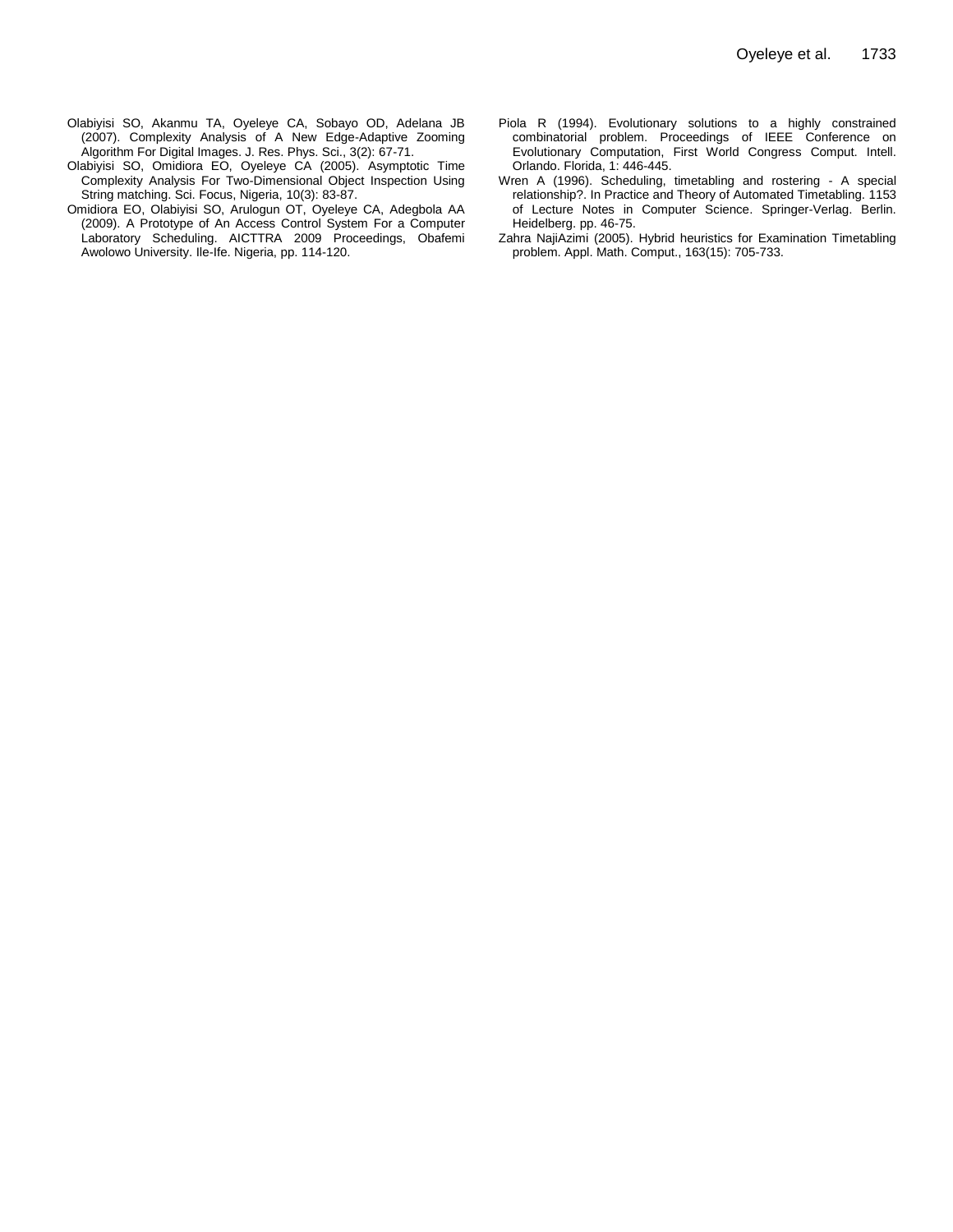Olabiyisi SO, Akanmu TA, Oyeleye CA, Sobayo OD, Adelana JB (2007). Complexity Analysis of A New Edge-Adaptive Zooming Algorithm For Digital Images. J. Res. Phys. Sci., 3(2): 67-71.

Olabiyisi SO, Omidiora EO, Oyeleye CA (2005). Asymptotic Time Complexity Analysis For Two-Dimensional Object Inspection Using String matching. Sci. Focus, Nigeria, 10(3): 83-87.

Omidiora EO, Olabiyisi SO, Arulogun OT, Oyeleye CA, Adegbola AA (2009). A Prototype of An Access Control System For a Computer Laboratory Scheduling. AICTTRA 2009 Proceedings, Obafemi Awolowo University. Ile-Ife. Nigeria, pp. 114-120.

Piola R (1994). Evolutionary solutions to a highly constrained combinatorial problem. Proceedings of IEEE Conference on Evolutionary Computation, First World Congress Comput. Intell. Orlando. Florida, 1: 446-445.

Wren A (1996). Scheduling, timetabling and rostering - A special relationship?. In Practice and Theory of Automated Timetabling. 1153 of Lecture Notes in Computer Science. Springer-Verlag. Berlin. Heidelberg. pp. 46-75.

Zahra NajiAzimi (2005). Hybrid heuristics for Examination Timetabling problem. Appl. Math. Comput., 163(15): 705-733.